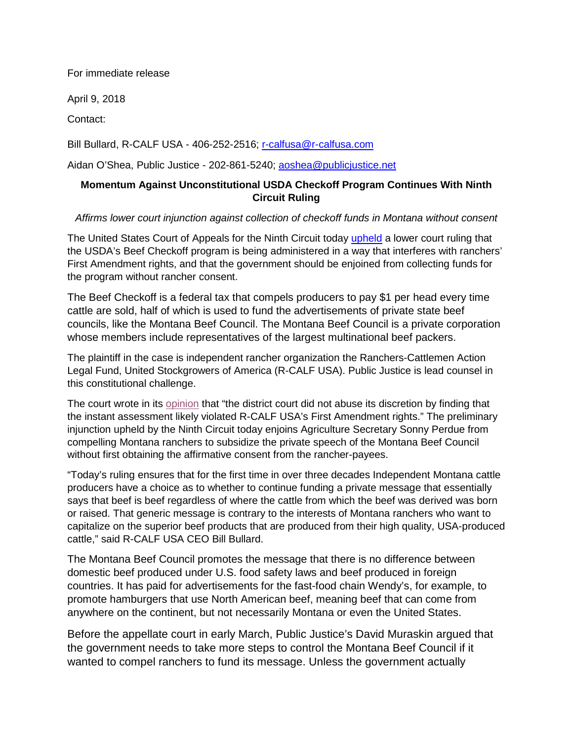For immediate release

April 9, 2018

Contact:

Bill Bullard, R-CALF USA - 406-252-2516; r-calfusa@r-calfusa.com

Aidan O'Shea, Public Justice - 202-861-5240; aoshea@publicjustice.net

**Momentum Against Unconstitutional USDA Checkoff Program Continues With Ninth Circuit Ruling**

*Affirms lower court injunction against collection of checkoff funds in Montana without consent*

The United States Court of Appeals for the Ninth Circuit today upheld a lower court ruling that the USDA's Beef Checkoff program is being administered in a way that interferes with ranchers' First Amendment rights, and that the government should be enjoined from collecting funds for the program without rancher consent.

The Beef Checkoff is a federal tax that compels producers to pay $1 per head every time cattle are sold, half of which is used to fund the advertisements of private state beef councils, like the Montana Beef Council. The Montana Beef Council is a private corporation whose members include representatives of the largest multinational beef packers.

The plaintiff in the case is independent rancher organization the Ranchers-Cattlemen Action Legal Fund, United Stockgrowers of America (R-CALF USA). Public Justice is lead counsel in this constitutional challenge.

The court wrote in its opinion that "the district court did not abuse its discretion by finding that the instant assessment likely violated R-CALF USA's First Amendment rights." The preliminary injunction upheld by the Ninth Circuit today enjoins Agriculture Secretary Sonny Perdue from compelling Montana ranchers to subsidize the private speech of the Montana Beef Council without first obtaining the affirmative consent from the rancher-payees.

"Today's ruling ensures that for the first time in over three decades Independent Montana cattle producers have a choice as to whether to continue funding a private message that essentially says that beef is beef regardless of where the cattle from which the beef was derived was born or raised. That generic message is contrary to the interests of Montana ranchers who want to capitalize on the superior beef products that are produced from their high quality, USA-produced cattle," said R-CALF USA CEO Bill Bullard.

The Montana Beef Council promotes the message that there is no difference between domestic beef produced under U.S. food safety laws and beef produced in foreign countries. It has paid for advertisements for the fast-food chain Wendy's, for example, to promote hamburgers that use North American beef, meaning beef that can come from anywhere on the continent, but not necessarily Montana or even the United States.

Before the appellate court in early March, Public Justice's David Muraskin argued that the government needs to take more steps to control the Montana Beef Council if it wanted to compel ranchers to fund its message. Unless the government actually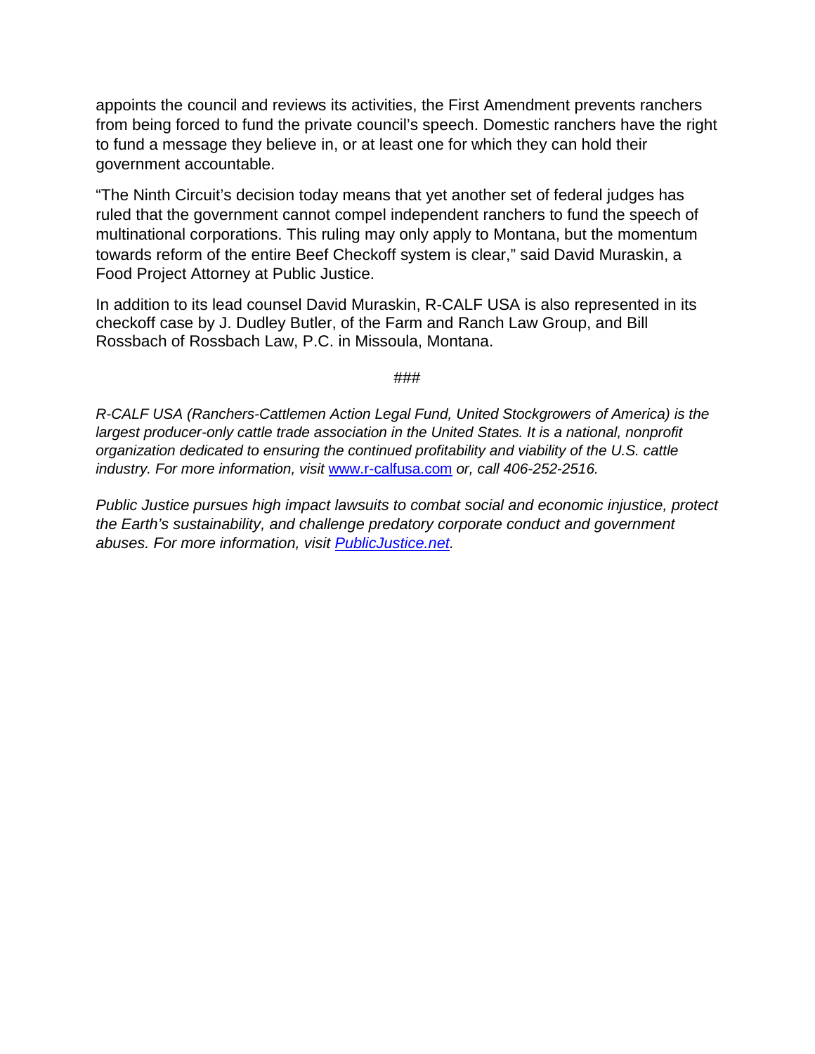appoints the council and reviews its activities, the First Amendment prevents ranchers from being forced to fund the private council's speech. Domestic ranchers have the right to fund a message they believe in, or at least one for which they can hold their government accountable.

"The Ninth Circuit's decision today means that yet another set of federal judges has ruled that the government cannot compel independent ranchers to fund the speech of multinational corporations. This ruling may only apply to Montana, but the momentum towards reform of the entire Beef Checkoff system is clear," said David Muraskin, a Food Project Attorney at Public Justice.

In addition to its lead counsel David Muraskin, R-CALF USA is also represented in its checkoff case by J. Dudley Butler, of the Farm and Ranch Law Group, and Bill Rossbach of Rossbach Law, P.C. in Missoula, Montana.

###

*R-CALF USA (Ranchers-Cattlemen Action Legal Fund, United Stockgrowers of America) is the largest producer-only cattle trade association in the United States. It is a national, nonprofit organization dedicated to ensuring the continued profitability and viability of the U.S. cattle industry. For more information, visit* [www.r-calfusa.com](http://www.r-calfusa.com) *or, call 406-252-2516.*

*Public Justice pursues high impact lawsuits to combat social and economic injustice, protect the Earth's sustainability, and challenge predatory corporate conduct and government abuses. For more information, visit [PublicJustice.net](http://PublicJustice.net).*